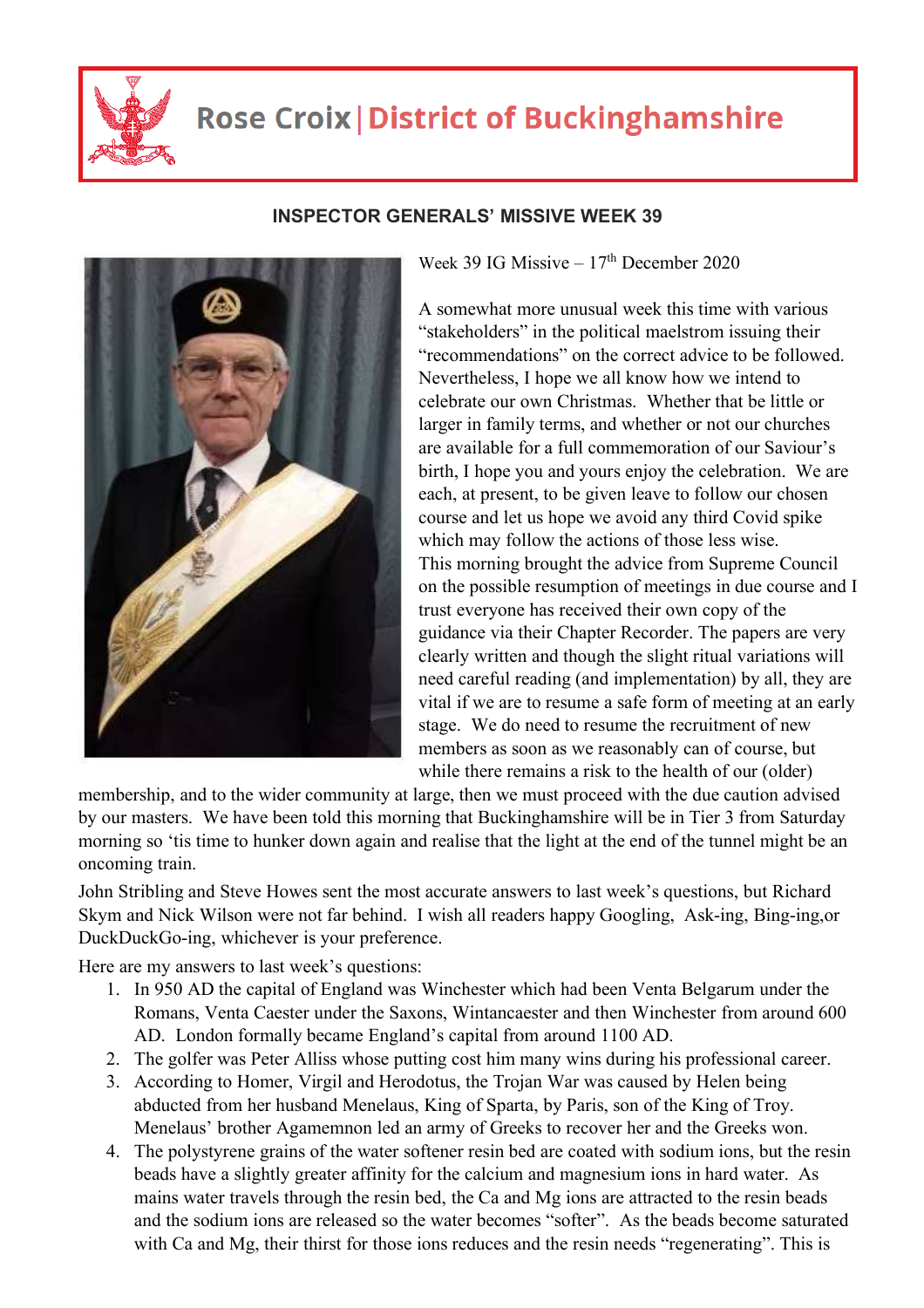# Rose Croix | District of Buckinghamshire

**INSPECTOR GENERALS' MISSIVE WEEK 39**

Week 39 IG Missive – 17th December 2020

A somewhat more unusual week this time with various "stakeholders" in the political maelstrom issuing their "recommendations" on the correct advice to be followed. Nevertheless, I hope we all know how we intend to celebrate our own Christmas. Whether that be little or larger in family terms, and whether or not our churches are available for a full commemoration of our Saviour's birth, I hope you and yours enjoy the celebration. We are each, at present, to be given leave to follow our chosen course and let us hope we avoid any third Covid spike which may follow the actions of those less wise.

This morning brought the advice from Supreme Council on the possible resumption of meetings in due course and I trust everyone has received their own copy of the guidance via their Chapter Recorder. The papers are very clearly written and though the slight ritual variations will need careful reading (and implementation) by all, they are vital if we are to resume a safe form of meeting at an early stage. We do need to resume the recruitment of new members as soon as we reasonably can of course, but while there remains a risk to the health of our (older) membership, and to the wider community at large, then we must proceed with the due caution advised by our masters. We have been told this morning that Buckinghamshire will be in Tier 3 from Saturday morning so 'tis time to hunker down again and realise that the light at the end of the tunnel might be an oncoming train.

John Stribling and Steve Howes sent the most accurate answers to last week's questions, but Richard Skym and Nick Wilson were not far behind. I wish all readers happy Googling, Ask-ing, Bing-ing,or DuckDuckGo-ing, whichever is your preference.

Here are my answers to last week's questions:

1. In 950 AD the capital of England was Winchester which had been Venta Belgarum under the Romans, Venta Caester under the Saxons, Wintancaester and then Winchester from around 600 AD. London formally became England's capital from around 1100 AD.
2. The golfer was Peter Alliss whose putting cost him many wins during his professional career.
3. According to Homer, Virgil and Herodotus, the Trojan War was caused by Helen being abducted from her husband Menelaus, King of Sparta, by Paris, son of the King of Troy. Menelaus' brother Agamemnon led an army of Greeks to recover her and the Greeks won.
4. The polystyrene grains of the water softener resin bed are coated with sodium ions, but the resin beads have a slightly greater affinity for the calcium and magnesium ions in hard water. As mains water travels through the resin bed, the Ca and Mg ions are attracted to the resin beads and the sodium ions are released so the water becomes "softer". As the beads become saturated with Ca and Mg, their thirst for those ions reduces and the resin needs "regenerating". This is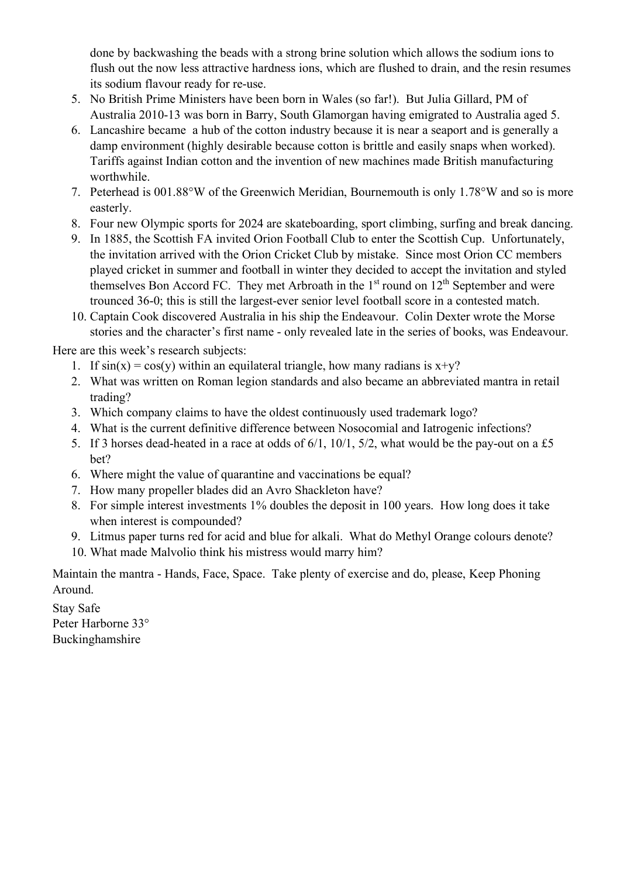done by backwashing the beads with a strong brine solution which allows the sodium ions to flush out the now less attractive hardness ions, which are flushed to drain, and the resin resumes its sodium flavour ready for re-use.

5. No British Prime Ministers have been born in Wales (so far!). But Julia Gillard, PM of Australia 2010-13 was born in Barry, South Glamorgan having emigrated to Australia aged 5.
6. Lancashire became a hub of the cotton industry because it is near a seaport and is generally a damp environment (highly desirable because cotton is brittle and easily snaps when worked). Tariffs against Indian cotton and the invention of new machines made British manufacturing worthwhile.
7. Peterhead is 001.88°W of the Greenwich Meridian, Bournemouth is only 1.78°W and so is more easterly.
8. Four new Olympic sports for 2024 are skateboarding, sport climbing, surfing and break dancing.
9. In 1885, the Scottish FA invited Orion Football Club to enter the Scottish Cup. Unfortunately, the invitation arrived with the Orion Cricket Club by mistake. Since most Orion CC members played cricket in summer and football in winter they decided to accept the invitation and styled themselves Bon Accord FC. They met Arbroath in the 1st round on 12th September and were trounced 36-0; this is still the largest-ever senior level football score in a contested match.
10. Captain Cook discovered Australia in his ship the Endeavour. Colin Dexter wrote the Morse stories and the character's first name - only revealed late in the series of books, was Endeavour.

Here are this week's research subjects:

1. If $\sin(x) = \cos(y)$ within an equilateral triangle, how many radians is $x+y$?
2. What was written on Roman legion standards and also became an abbreviated mantra in retail trading?
3. Which company claims to have the oldest continuously used trademark logo?
4. What is the current definitive difference between Nosocomial and Iatrogenic infections?
5. If 3 horses dead-heated in a race at odds of 6/1, 10/1, 5/2, what would be the pay-out on a £5 bet?
6. Where might the value of quarantine and vaccinations be equal?
7. How many propeller blades did an Avro Shackleton have?
8. For simple interest investments 1% doubles the deposit in 100 years. How long does it take when interest is compounded?
9. Litmus paper turns red for acid and blue for alkali. What do Methyl Orange colours denote?
10. What made Malvolio think his mistress would marry him?

Maintain the mantra - Hands, Face, Space. Take plenty of exercise and do, please, Keep Phoning Around.

Stay Safe
Peter Harborne 33°
Buckinghamshire